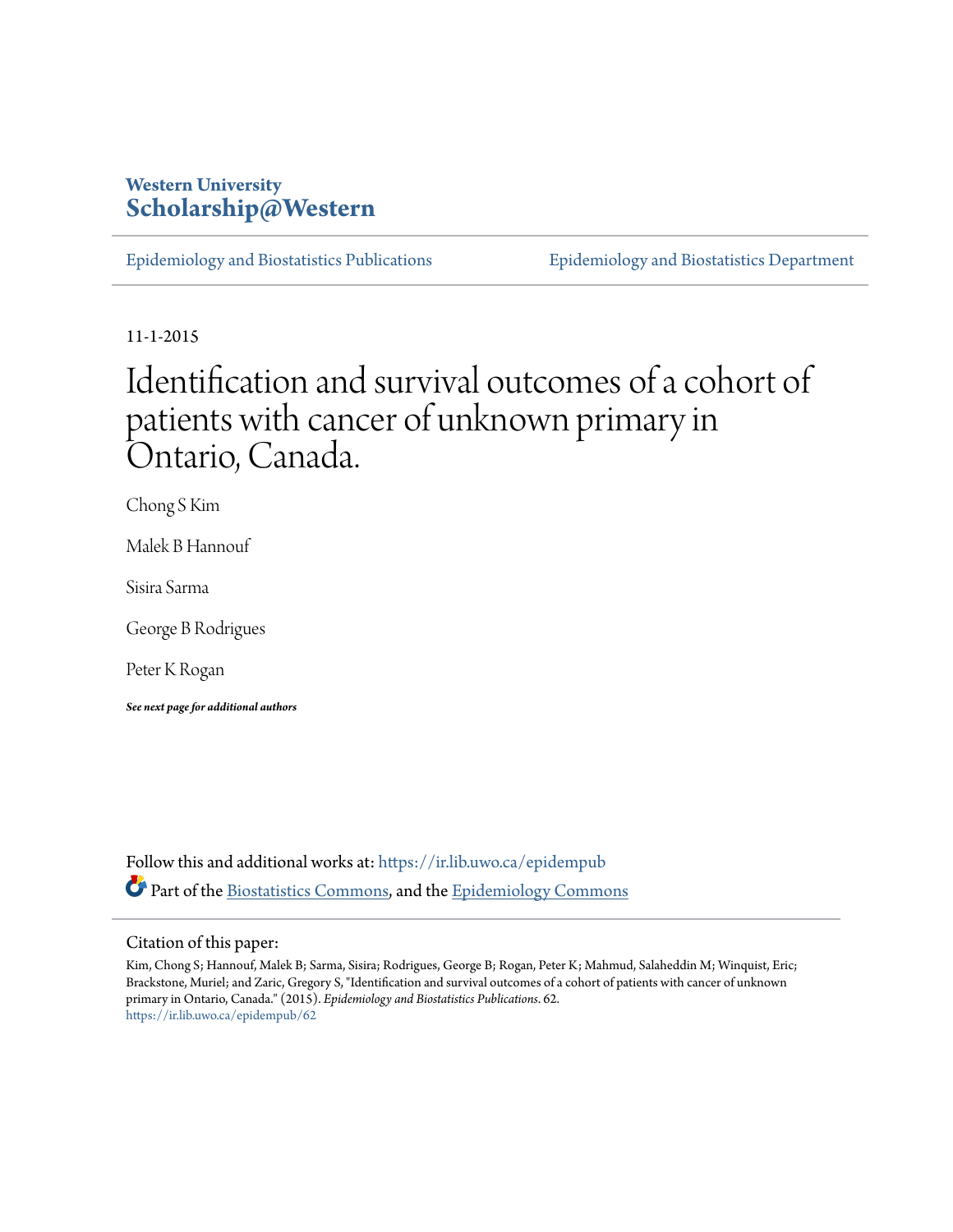Western University
**Scholarship@Western**

Epidemiology and Biostatistics Publications | Epidemiology and Biostatistics Department

11-1-2015

# Identification and survival outcomes of a cohort of patients with cancer of unknown primary in Ontario, Canada.

Chong S Kim

Malek B Hannouf

Sisira Sarma

George B Rodrigues

Peter K Rogan

***See next page for additional authors***

Follow this and additional works at: https://ir.lib.uwo.ca/epidempub

Part of the Biostatistics Commons, and the Epidemiology Commons

Citation of this paper:

Kim, Chong S; Hannouf, Malek B; Sarma, Sisira; Rodrigues, George B; Rogan, Peter K; Mahmud, Salaheddin M; Winquist, Eric; Brackstone, Muriel; and Zaric, Gregory S, "Identification and survival outcomes of a cohort of patients with cancer of unknown primary in Ontario, Canada." (2015). *Epidemiology and Biostatistics Publications*. 62.
https://ir.lib.uwo.ca/epidempub/62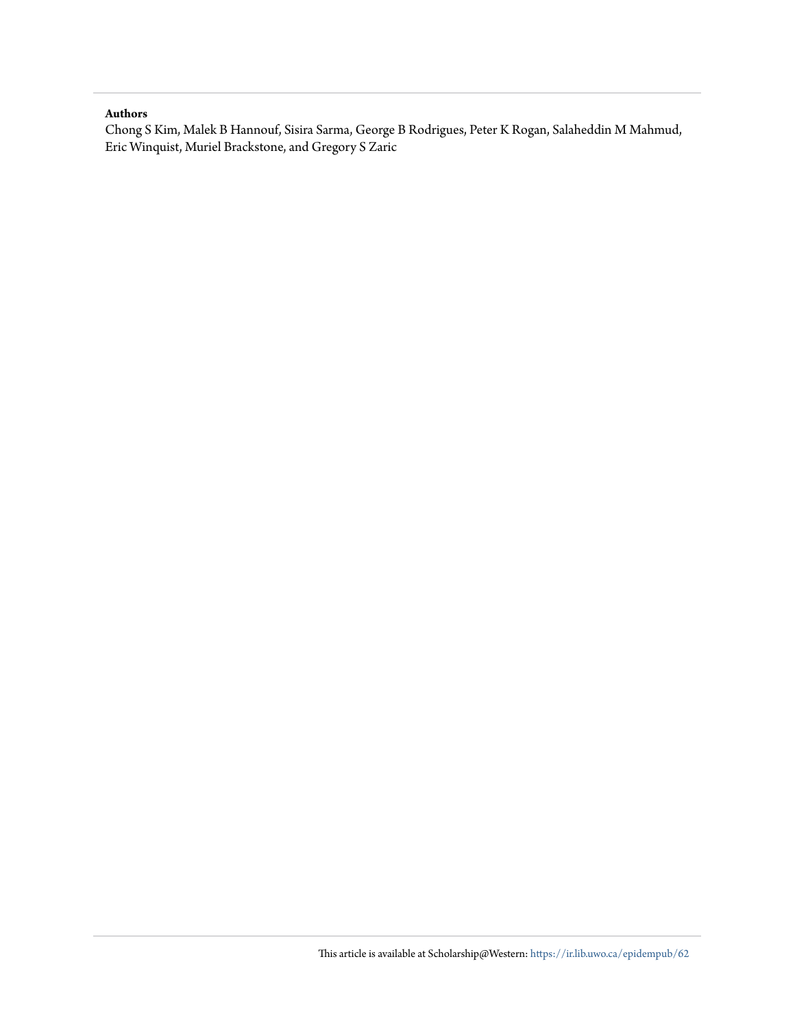**Authors**

Chong S Kim, Malek B Hannouf, Sisira Sarma, George B Rodrigues, Peter K Rogan, Salaheddin M Mahmud, Eric Winquist, Muriel Brackstone, and Gregory S Zaric

This article is available at Scholarship@Western: https://ir.lib.uwo.ca/epidempub/62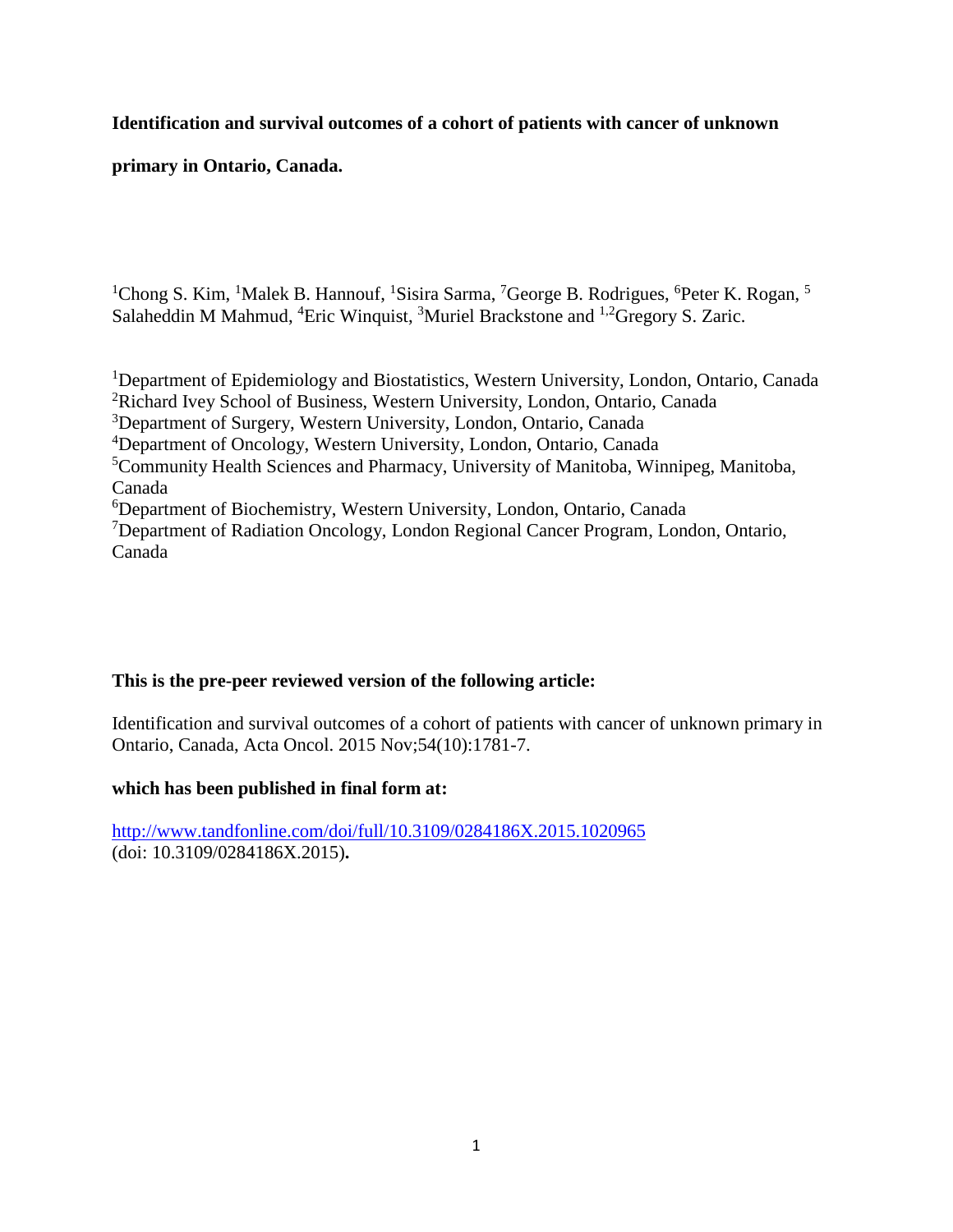**Identification and survival outcomes of a cohort of patients with cancer of unknown primary in Ontario, Canada.**

[1]Chong S. Kim, [1]Malek B. Hannouf, [1]Sisira Sarma, [7]George B. Rodrigues, [6]Peter K. Rogan, [5] Salaheddin M Mahmud, [4]Eric Winquist, [3]Muriel Brackstone and [1,2]Gregory S. Zaric.

[1]Department of Epidemiology and Biostatistics, Western University, London, Ontario, Canada
[2]Richard Ivey School of Business, Western University, London, Ontario, Canada
[3]Department of Surgery, Western University, London, Ontario, Canada
[4]Department of Oncology, Western University, London, Ontario, Canada
[5]Community Health Sciences and Pharmacy, University of Manitoba, Winnipeg, Manitoba, Canada
[6]Department of Biochemistry, Western University, London, Ontario, Canada
[7]Department of Radiation Oncology, London Regional Cancer Program, London, Ontario, Canada

**This is the pre-peer reviewed version of the following article:**

Identification and survival outcomes of a cohort of patients with cancer of unknown primary in Ontario, Canada, Acta Oncol. 2015 Nov;54(10):1781-7.

**which has been published in final form at:**

http://www.tandfonline.com/doi/full/10.3109/0284186X.2015.1020965
(doi: 10.3109/0284186X.2015)**.**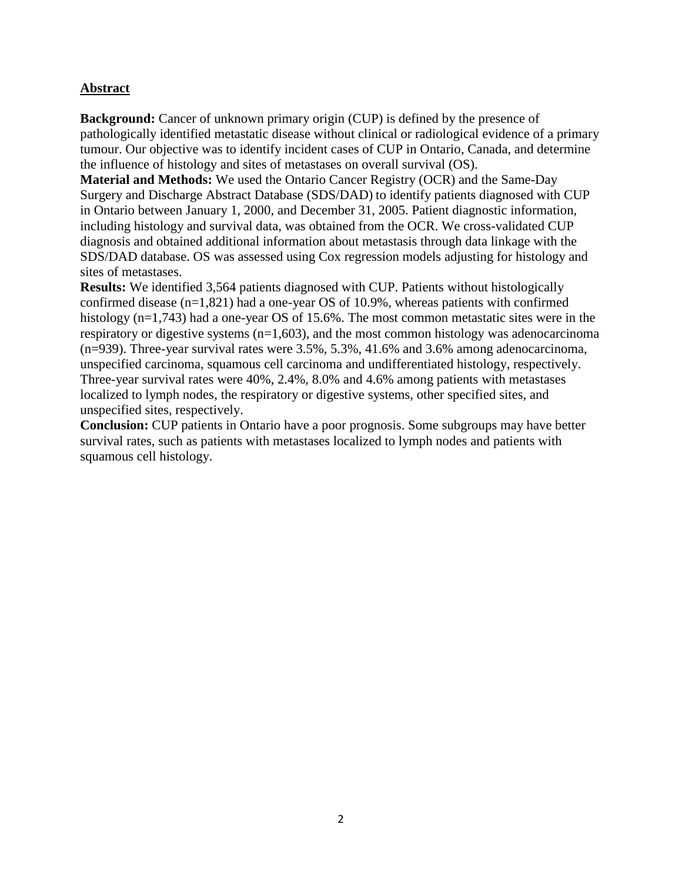## Abstract

**Background:** Cancer of unknown primary origin (CUP) is defined by the presence of pathologically identified metastatic disease without clinical or radiological evidence of a primary tumour. Our objective was to identify incident cases of CUP in Ontario, Canada, and determine the influence of histology and sites of metastases on overall survival (OS).

**Material and Methods:** We used the Ontario Cancer Registry (OCR) and the Same-Day Surgery and Discharge Abstract Database (SDS/DAD) to identify patients diagnosed with CUP in Ontario between January 1, 2000, and December 31, 2005. Patient diagnostic information, including histology and survival data, was obtained from the OCR. We cross-validated CUP diagnosis and obtained additional information about metastasis through data linkage with the SDS/DAD database. OS was assessed using Cox regression models adjusting for histology and sites of metastases.

**Results:** We identified 3,564 patients diagnosed with CUP. Patients without histologically confirmed disease (n=1,821) had a one-year OS of 10.9%, whereas patients with confirmed histology (n=1,743) had a one-year OS of 15.6%. The most common metastatic sites were in the respiratory or digestive systems (n=1,603), and the most common histology was adenocarcinoma (n=939). Three-year survival rates were 3.5%, 5.3%, 41.6% and 3.6% among adenocarcinoma, unspecified carcinoma, squamous cell carcinoma and undifferentiated histology, respectively. Three-year survival rates were 40%, 2.4%, 8.0% and 4.6% among patients with metastases localized to lymph nodes, the respiratory or digestive systems, other specified sites, and unspecified sites, respectively.

**Conclusion:** CUP patients in Ontario have a poor prognosis. Some subgroups may have better survival rates, such as patients with metastases localized to lymph nodes and patients with squamous cell histology.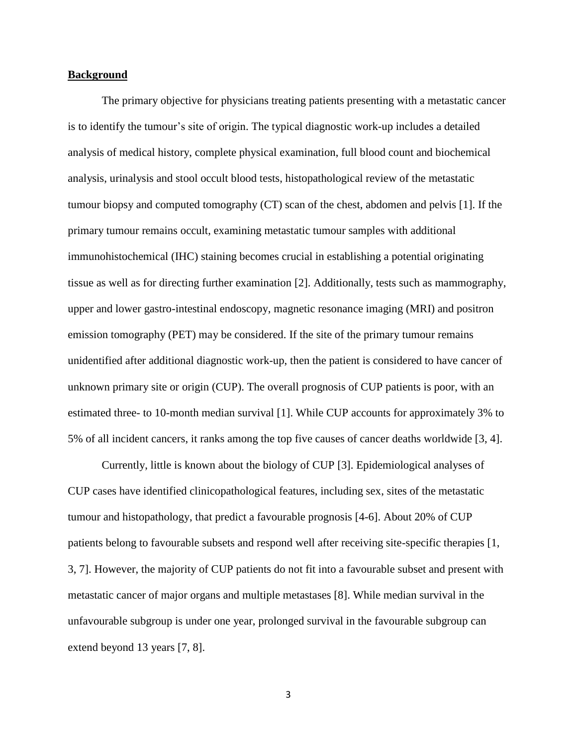## Background

The primary objective for physicians treating patients presenting with a metastatic cancer is to identify the tumour's site of origin. The typical diagnostic work-up includes a detailed analysis of medical history, complete physical examination, full blood count and biochemical analysis, urinalysis and stool occult blood tests, histopathological review of the metastatic tumour biopsy and computed tomography (CT) scan of the chest, abdomen and pelvis [1]. If the primary tumour remains occult, examining metastatic tumour samples with additional immunohistochemical (IHC) staining becomes crucial in establishing a potential originating tissue as well as for directing further examination [2]. Additionally, tests such as mammography, upper and lower gastro-intestinal endoscopy, magnetic resonance imaging (MRI) and positron emission tomography (PET) may be considered. If the site of the primary tumour remains unidentified after additional diagnostic work-up, then the patient is considered to have cancer of unknown primary site or origin (CUP). The overall prognosis of CUP patients is poor, with an estimated three- to 10-month median survival [1]. While CUP accounts for approximately 3% to 5% of all incident cancers, it ranks among the top five causes of cancer deaths worldwide [3, 4].

Currently, little is known about the biology of CUP [3]. Epidemiological analyses of CUP cases have identified clinicopathological features, including sex, sites of the metastatic tumour and histopathology, that predict a favourable prognosis [4-6]. About 20% of CUP patients belong to favourable subsets and respond well after receiving site-specific therapies [1, 3, 7]. However, the majority of CUP patients do not fit into a favourable subset and present with metastatic cancer of major organs and multiple metastases [8]. While median survival in the unfavourable subgroup is under one year, prolonged survival in the favourable subgroup can extend beyond 13 years [7, 8].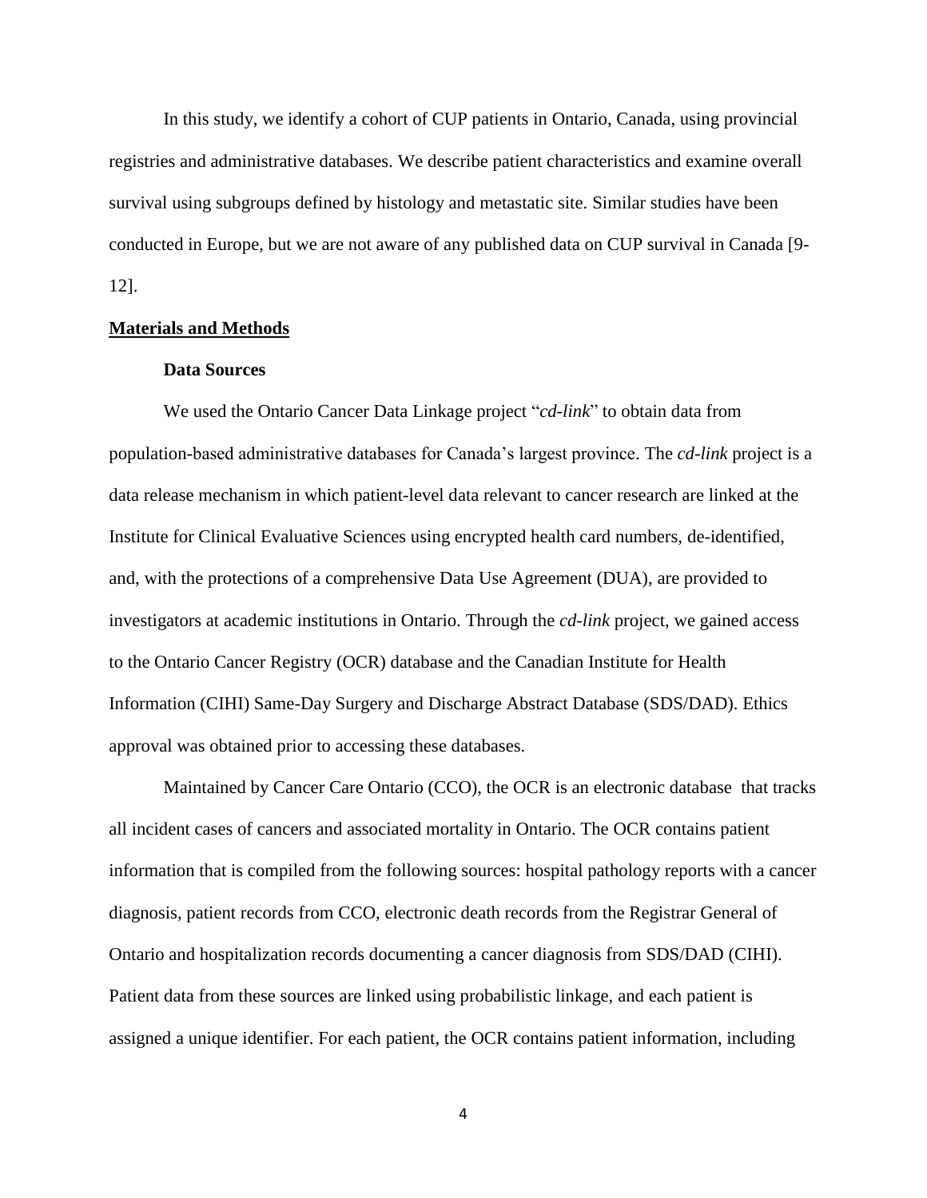In this study, we identify a cohort of CUP patients in Ontario, Canada, using provincial registries and administrative databases. We describe patient characteristics and examine overall survival using subgroups defined by histology and metastatic site. Similar studies have been conducted in Europe, but we are not aware of any published data on CUP survival in Canada [9-12].

## Materials and Methods

### Data Sources

We used the Ontario Cancer Data Linkage project "*cd-link*" to obtain data from population-based administrative databases for Canada's largest province. The *cd-link* project is a data release mechanism in which patient-level data relevant to cancer research are linked at the Institute for Clinical Evaluative Sciences using encrypted health card numbers, de-identified, and, with the protections of a comprehensive Data Use Agreement (DUA), are provided to investigators at academic institutions in Ontario. Through the *cd-link* project, we gained access to the Ontario Cancer Registry (OCR) database and the Canadian Institute for Health Information (CIHI) Same-Day Surgery and Discharge Abstract Database (SDS/DAD). Ethics approval was obtained prior to accessing these databases.

Maintained by Cancer Care Ontario (CCO), the OCR is an electronic database that tracks all incident cases of cancers and associated mortality in Ontario. The OCR contains patient information that is compiled from the following sources: hospital pathology reports with a cancer diagnosis, patient records from CCO, electronic death records from the Registrar General of Ontario and hospitalization records documenting a cancer diagnosis from SDS/DAD (CIHI). Patient data from these sources are linked using probabilistic linkage, and each patient is assigned a unique identifier. For each patient, the OCR contains patient information, including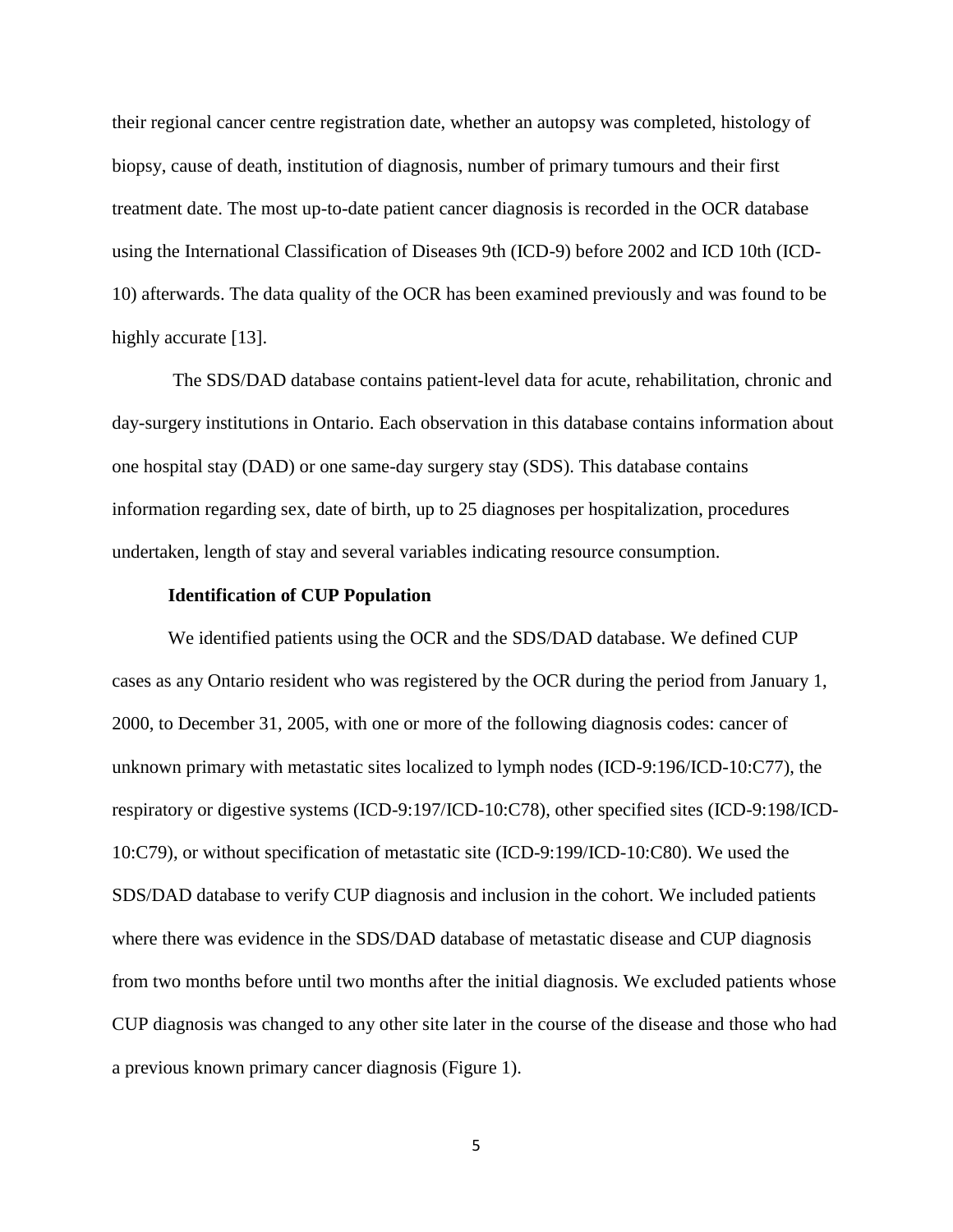their regional cancer centre registration date, whether an autopsy was completed, histology of biopsy, cause of death, institution of diagnosis, number of primary tumours and their first treatment date. The most up-to-date patient cancer diagnosis is recorded in the OCR database using the International Classification of Diseases 9th (ICD-9) before 2002 and ICD 10th (ICD-10) afterwards. The data quality of the OCR has been examined previously and was found to be highly accurate [13].

The SDS/DAD database contains patient-level data for acute, rehabilitation, chronic and day-surgery institutions in Ontario. Each observation in this database contains information about one hospital stay (DAD) or one same-day surgery stay (SDS). This database contains information regarding sex, date of birth, up to 25 diagnoses per hospitalization, procedures undertaken, length of stay and several variables indicating resource consumption.

**Identification of CUP Population**

We identified patients using the OCR and the SDS/DAD database. We defined CUP cases as any Ontario resident who was registered by the OCR during the period from January 1, 2000, to December 31, 2005, with one or more of the following diagnosis codes: cancer of unknown primary with metastatic sites localized to lymph nodes (ICD-9:196/ICD-10:C77), the respiratory or digestive systems (ICD-9:197/ICD-10:C78), other specified sites (ICD-9:198/ICD-10:C79), or without specification of metastatic site (ICD-9:199/ICD-10:C80). We used the SDS/DAD database to verify CUP diagnosis and inclusion in the cohort. We included patients where there was evidence in the SDS/DAD database of metastatic disease and CUP diagnosis from two months before until two months after the initial diagnosis. We excluded patients whose CUP diagnosis was changed to any other site later in the course of the disease and those who had a previous known primary cancer diagnosis (Figure 1).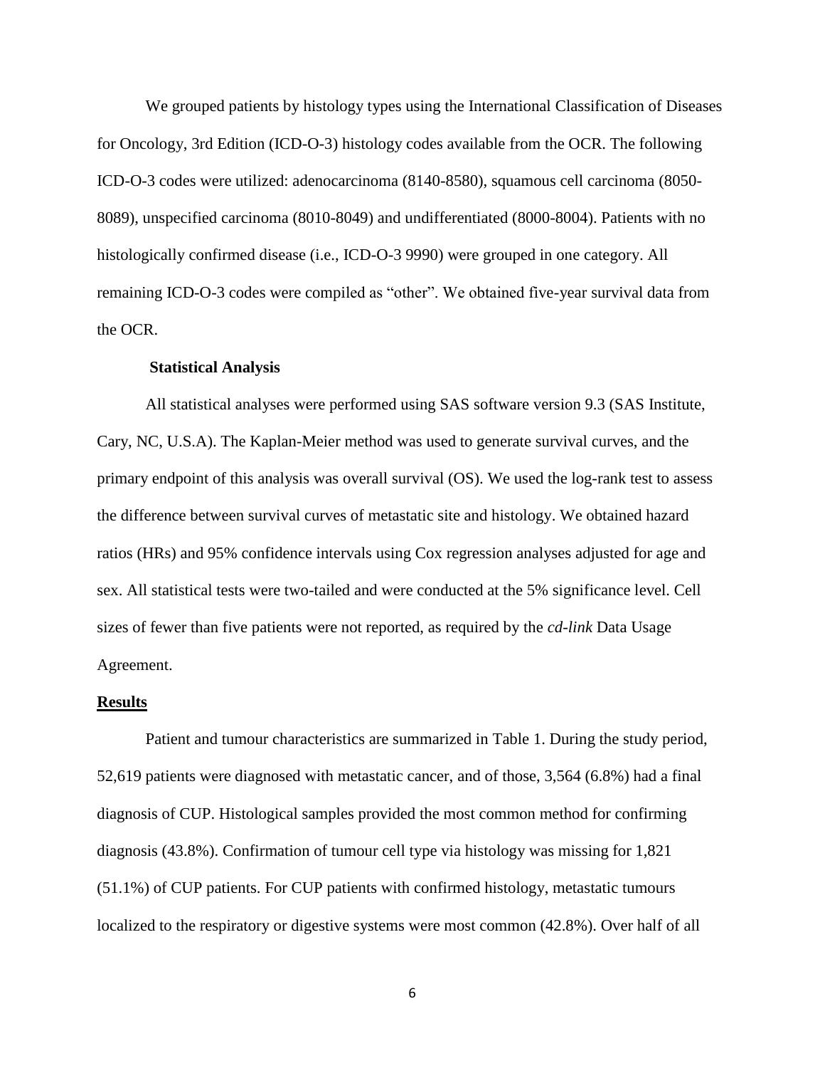We grouped patients by histology types using the International Classification of Diseases for Oncology, 3rd Edition (ICD-O-3) histology codes available from the OCR. The following ICD-O-3 codes were utilized: adenocarcinoma (8140-8580), squamous cell carcinoma (8050-8089), unspecified carcinoma (8010-8049) and undifferentiated (8000-8004). Patients with no histologically confirmed disease (i.e., ICD-O-3 9990) were grouped in one category. All remaining ICD-O-3 codes were compiled as "other". We obtained five-year survival data from the OCR.

### Statistical Analysis

All statistical analyses were performed using SAS software version 9.3 (SAS Institute, Cary, NC, U.S.A). The Kaplan-Meier method was used to generate survival curves, and the primary endpoint of this analysis was overall survival (OS). We used the log-rank test to assess the difference between survival curves of metastatic site and histology. We obtained hazard ratios (HRs) and 95% confidence intervals using Cox regression analyses adjusted for age and sex. All statistical tests were two-tailed and were conducted at the 5% significance level. Cell sizes of fewer than five patients were not reported, as required by the *cd-link* Data Usage Agreement.

## Results

Patient and tumour characteristics are summarized in Table 1. During the study period, 52,619 patients were diagnosed with metastatic cancer, and of those, 3,564 (6.8%) had a final diagnosis of CUP. Histological samples provided the most common method for confirming diagnosis (43.8%). Confirmation of tumour cell type via histology was missing for 1,821 (51.1%) of CUP patients. For CUP patients with confirmed histology, metastatic tumours localized to the respiratory or digestive systems were most common (42.8%). Over half of all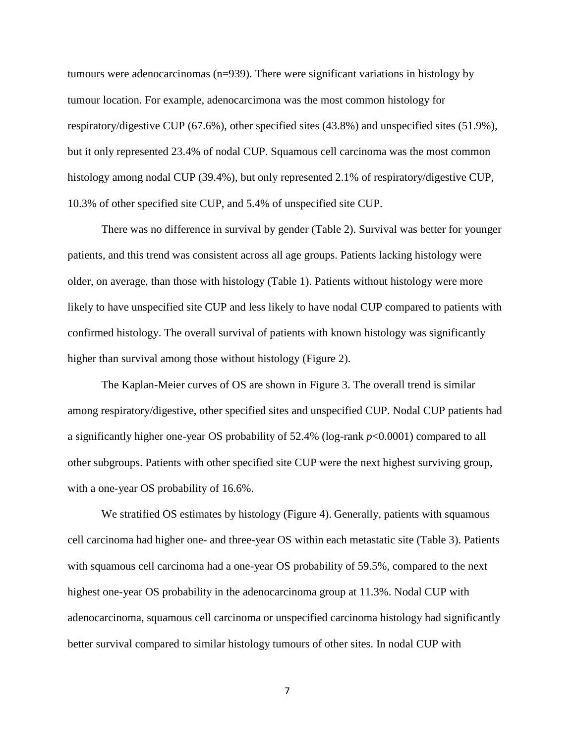tumours were adenocarcinomas (n=939). There were significant variations in histology by tumour location. For example, adenocarcimona was the most common histology for respiratory/digestive CUP (67.6%), other specified sites (43.8%) and unspecified sites (51.9%), but it only represented 23.4% of nodal CUP. Squamous cell carcinoma was the most common histology among nodal CUP (39.4%), but only represented 2.1% of respiratory/digestive CUP, 10.3% of other specified site CUP, and 5.4% of unspecified site CUP.

There was no difference in survival by gender (Table 2). Survival was better for younger patients, and this trend was consistent across all age groups. Patients lacking histology were older, on average, than those with histology (Table 1). Patients without histology were more likely to have unspecified site CUP and less likely to have nodal CUP compared to patients with confirmed histology. The overall survival of patients with known histology was significantly higher than survival among those without histology (Figure 2).

The Kaplan-Meier curves of OS are shown in Figure 3. The overall trend is similar among respiratory/digestive, other specified sites and unspecified CUP. Nodal CUP patients had a significantly higher one-year OS probability of 52.4% (log-rank $p<0.0001$) compared to all other subgroups. Patients with other specified site CUP were the next highest surviving group, with a one-year OS probability of 16.6%.

We stratified OS estimates by histology (Figure 4). Generally, patients with squamous cell carcinoma had higher one- and three-year OS within each metastatic site (Table 3). Patients with squamous cell carcinoma had a one-year OS probability of 59.5%, compared to the next highest one-year OS probability in the adenocarcinoma group at 11.3%. Nodal CUP with adenocarcinoma, squamous cell carcinoma or unspecified carcinoma histology had significantly better survival compared to similar histology tumours of other sites. In nodal CUP with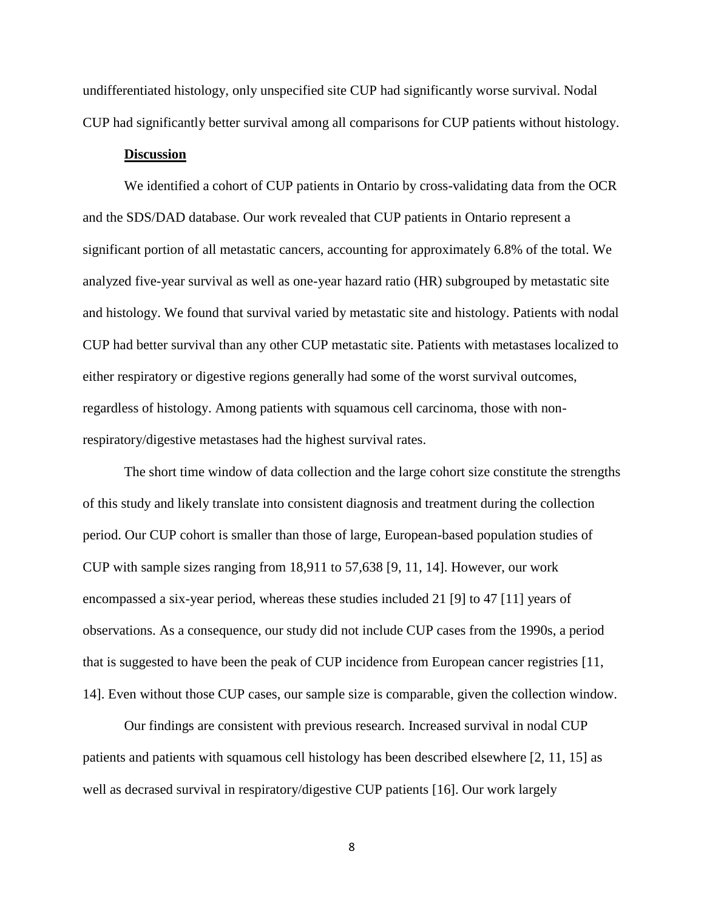undifferentiated histology, only unspecified site CUP had significantly worse survival. Nodal CUP had significantly better survival among all comparisons for CUP patients without histology.

## Discussion

We identified a cohort of CUP patients in Ontario by cross-validating data from the OCR and the SDS/DAD database. Our work revealed that CUP patients in Ontario represent a significant portion of all metastatic cancers, accounting for approximately 6.8% of the total. We analyzed five-year survival as well as one-year hazard ratio (HR) subgrouped by metastatic site and histology. We found that survival varied by metastatic site and histology. Patients with nodal CUP had better survival than any other CUP metastatic site. Patients with metastases localized to either respiratory or digestive regions generally had some of the worst survival outcomes, regardless of histology. Among patients with squamous cell carcinoma, those with non-respiratory/digestive metastases had the highest survival rates.

The short time window of data collection and the large cohort size constitute the strengths of this study and likely translate into consistent diagnosis and treatment during the collection period. Our CUP cohort is smaller than those of large, European-based population studies of CUP with sample sizes ranging from 18,911 to 57,638 [9, 11, 14]. However, our work encompassed a six-year period, whereas these studies included 21 [9] to 47 [11] years of observations. As a consequence, our study did not include CUP cases from the 1990s, a period that is suggested to have been the peak of CUP incidence from European cancer registries [11, 14]. Even without those CUP cases, our sample size is comparable, given the collection window.

Our findings are consistent with previous research. Increased survival in nodal CUP patients and patients with squamous cell histology has been described elsewhere [2, 11, 15] as well as decrased survival in respiratory/digestive CUP patients [16]. Our work largely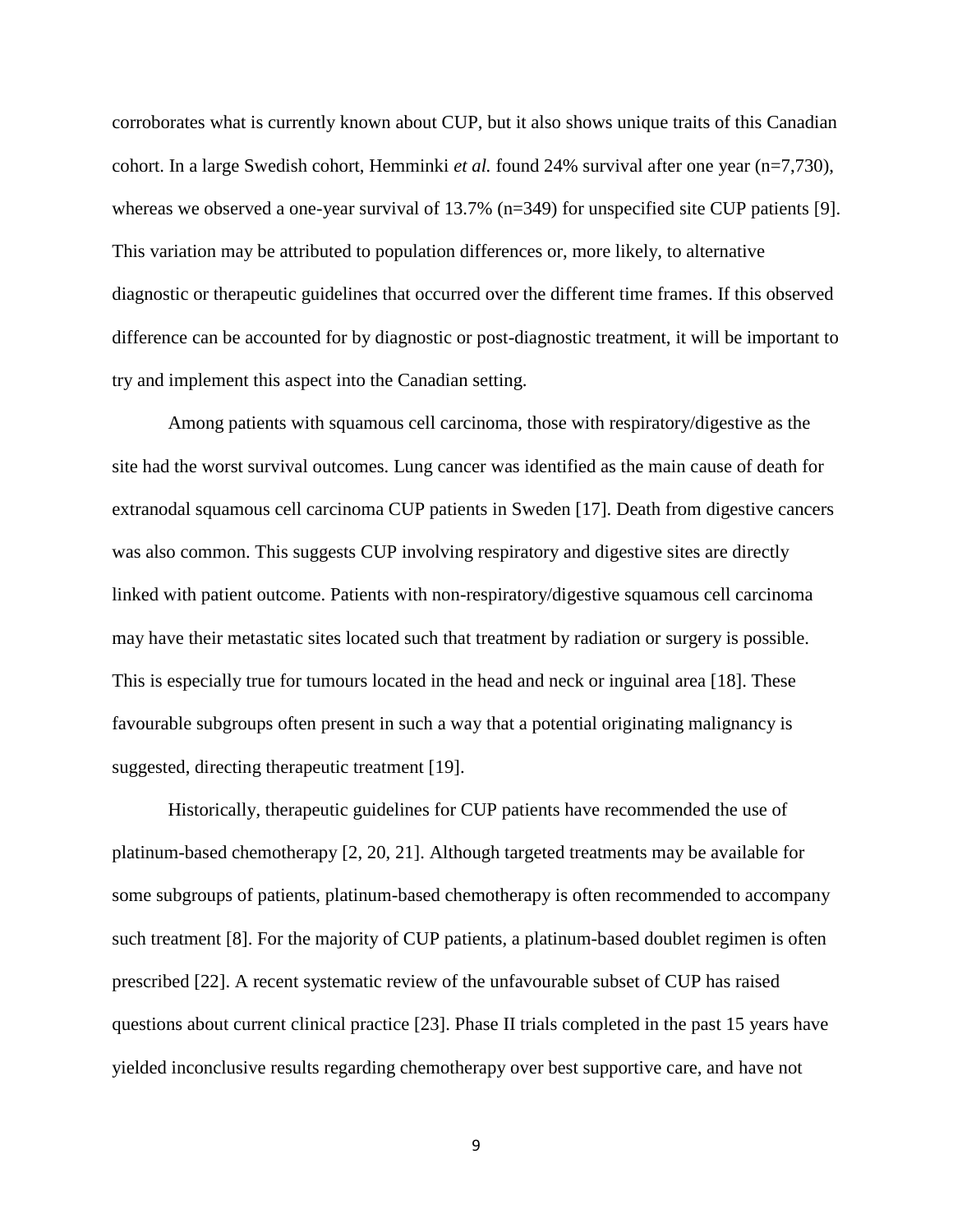corroborates what is currently known about CUP, but it also shows unique traits of this Canadian cohort. In a large Swedish cohort, Hemminki *et al.* found 24% survival after one year (n=7,730), whereas we observed a one-year survival of 13.7% (n=349) for unspecified site CUP patients [9]. This variation may be attributed to population differences or, more likely, to alternative diagnostic or therapeutic guidelines that occurred over the different time frames. If this observed difference can be accounted for by diagnostic or post-diagnostic treatment, it will be important to try and implement this aspect into the Canadian setting.

Among patients with squamous cell carcinoma, those with respiratory/digestive as the site had the worst survival outcomes. Lung cancer was identified as the main cause of death for extranodal squamous cell carcinoma CUP patients in Sweden [17]. Death from digestive cancers was also common. This suggests CUP involving respiratory and digestive sites are directly linked with patient outcome. Patients with non-respiratory/digestive squamous cell carcinoma may have their metastatic sites located such that treatment by radiation or surgery is possible. This is especially true for tumours located in the head and neck or inguinal area [18]. These favourable subgroups often present in such a way that a potential originating malignancy is suggested, directing therapeutic treatment [19].

Historically, therapeutic guidelines for CUP patients have recommended the use of platinum-based chemotherapy [2, 20, 21]. Although targeted treatments may be available for some subgroups of patients, platinum-based chemotherapy is often recommended to accompany such treatment [8]. For the majority of CUP patients, a platinum-based doublet regimen is often prescribed [22]. A recent systematic review of the unfavourable subset of CUP has raised questions about current clinical practice [23]. Phase II trials completed in the past 15 years have yielded inconclusive results regarding chemotherapy over best supportive care, and have not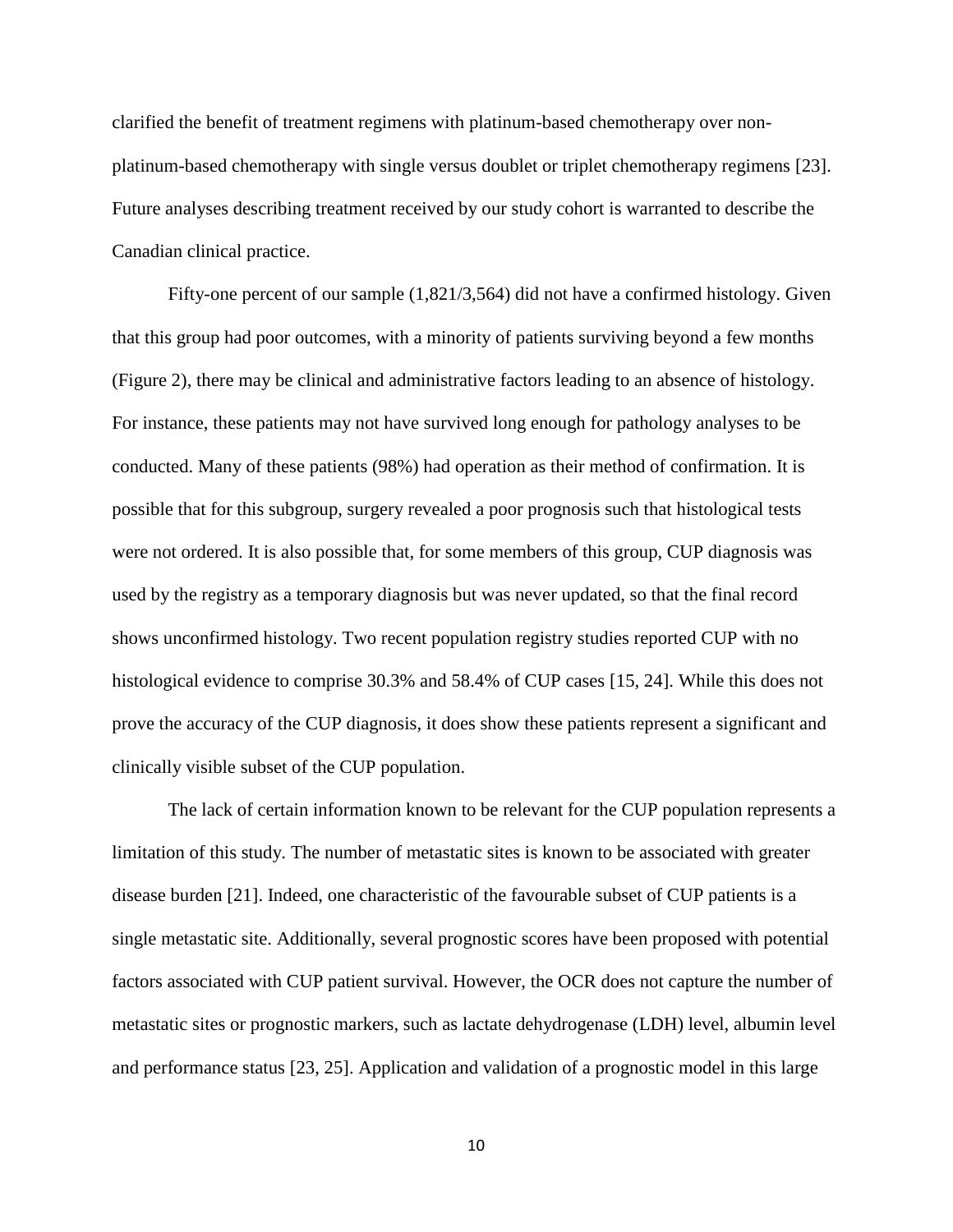clarified the benefit of treatment regimens with platinum-based chemotherapy over non-platinum-based chemotherapy with single versus doublet or triplet chemotherapy regimens [23]. Future analyses describing treatment received by our study cohort is warranted to describe the Canadian clinical practice.

Fifty-one percent of our sample (1,821/3,564) did not have a confirmed histology. Given that this group had poor outcomes, with a minority of patients surviving beyond a few months (Figure 2), there may be clinical and administrative factors leading to an absence of histology. For instance, these patients may not have survived long enough for pathology analyses to be conducted. Many of these patients (98%) had operation as their method of confirmation. It is possible that for this subgroup, surgery revealed a poor prognosis such that histological tests were not ordered. It is also possible that, for some members of this group, CUP diagnosis was used by the registry as a temporary diagnosis but was never updated, so that the final record shows unconfirmed histology. Two recent population registry studies reported CUP with no histological evidence to comprise 30.3% and 58.4% of CUP cases [15, 24]. While this does not prove the accuracy of the CUP diagnosis, it does show these patients represent a significant and clinically visible subset of the CUP population.

The lack of certain information known to be relevant for the CUP population represents a limitation of this study. The number of metastatic sites is known to be associated with greater disease burden [21]. Indeed, one characteristic of the favourable subset of CUP patients is a single metastatic site. Additionally, several prognostic scores have been proposed with potential factors associated with CUP patient survival. However, the OCR does not capture the number of metastatic sites or prognostic markers, such as lactate dehydrogenase (LDH) level, albumin level and performance status [23, 25]. Application and validation of a prognostic model in this large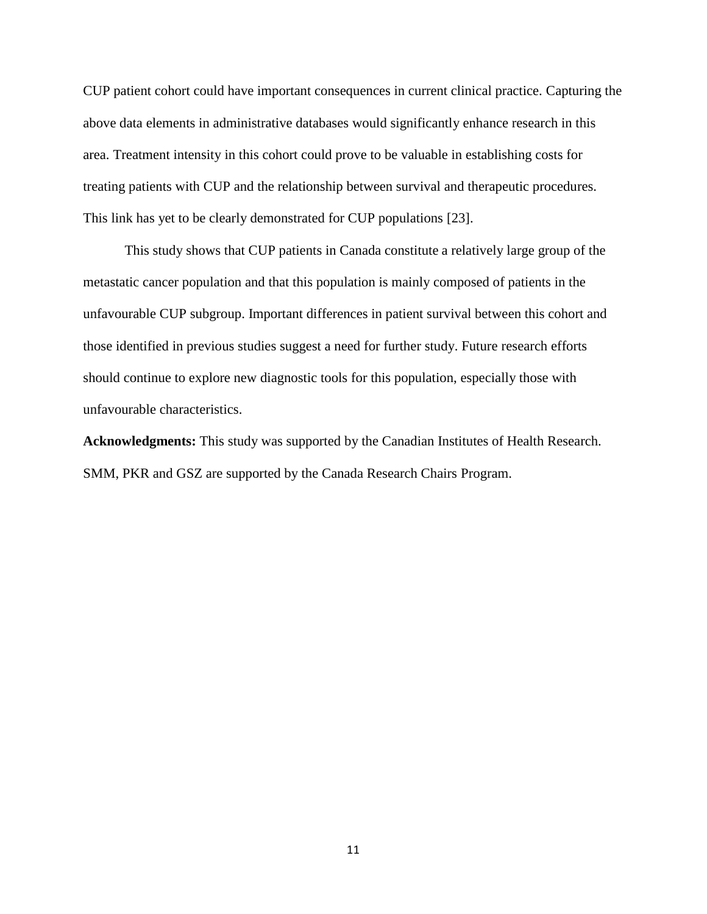CUP patient cohort could have important consequences in current clinical practice. Capturing the above data elements in administrative databases would significantly enhance research in this area. Treatment intensity in this cohort could prove to be valuable in establishing costs for treating patients with CUP and the relationship between survival and therapeutic procedures. This link has yet to be clearly demonstrated for CUP populations [23].

This study shows that CUP patients in Canada constitute a relatively large group of the metastatic cancer population and that this population is mainly composed of patients in the unfavourable CUP subgroup. Important differences in patient survival between this cohort and those identified in previous studies suggest a need for further study. Future research efforts should continue to explore new diagnostic tools for this population, especially those with unfavourable characteristics.

**Acknowledgments:** This study was supported by the Canadian Institutes of Health Research. SMM, PKR and GSZ are supported by the Canada Research Chairs Program.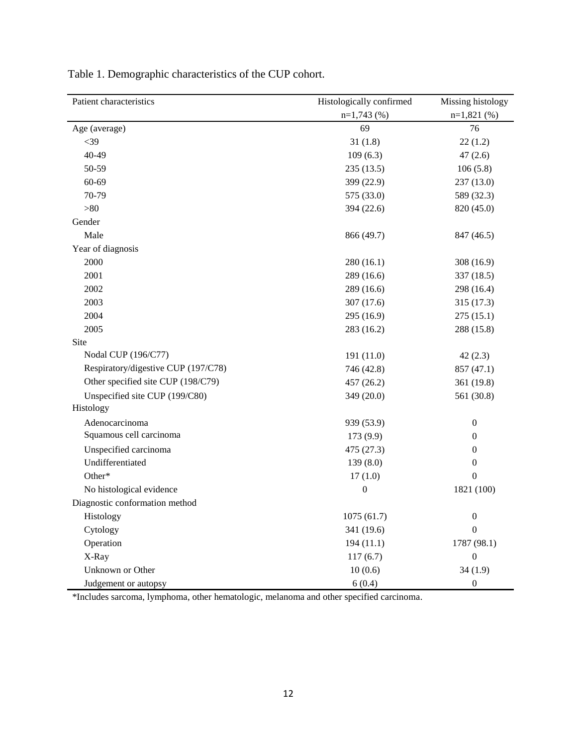Table 1. Demographic characteristics of the CUP cohort.

| Patient characteristics | Histologically confirmed n=1,743 (%) | Missing histology n=1,821 (%) |
|---|---|---|
| Age (average) | 69 | 76 |
| <39 | 31 (1.8) | 22 (1.2) |
| 40-49 | 109 (6.3) | 47 (2.6) |
| 50-59 | 235 (13.5) | 106 (5.8) |
| 60-69 | 399 (22.9) | 237 (13.0) |
| 70-79 | 575 (33.0) | 589 (32.3) |
| >80 | 394 (22.6) | 820 (45.0) |
| Gender | | |
| Male | 866 (49.7) | 847 (46.5) |
| Year of diagnosis | | |
| 2000 | 280 (16.1) | 308 (16.9) |
| 2001 | 289 (16.6) | 337 (18.5) |
| 2002 | 289 (16.6) | 298 (16.4) |
| 2003 | 307 (17.6) | 315 (17.3) |
| 2004 | 295 (16.9) | 275 (15.1) |
| 2005 | 283 (16.2) | 288 (15.8) |
| Site | | |
| Nodal CUP (196/C77) | 191 (11.0) | 42 (2.3) |
| Respiratory/digestive CUP (197/C78) | 746 (42.8) | 857 (47.1) |
| Other specified site CUP (198/C79) | 457 (26.2) | 361 (19.8) |
| Unspecified site CUP (199/C80) | 349 (20.0) | 561 (30.8) |
| Histology | | |
| Adenocarcinoma | 939 (53.9) | 0 |
| Squamous cell carcinoma | 173 (9.9) | 0 |
| Unspecified carcinoma | 475 (27.3) | 0 |
| Undifferentiated | 139 (8.0) | 0 |
| Other* | 17 (1.0) | 0 |
| No histological evidence | 0 | 1821 (100) |
| Diagnostic conformation method | | |
| Histology | 1075 (61.7) | 0 |
| Cytology | 341 (19.6) | 0 |
| Operation | 194 (11.1) | 1787 (98.1) |
| X-Ray | 117 (6.7) | 0 |
| Unknown or Other | 10 (0.6) | 34 (1.9) |
| Judgement or autopsy | 6 (0.4) | 0 |

*Includes sarcoma, lymphoma, other hematologic, melanoma and other specified carcinoma.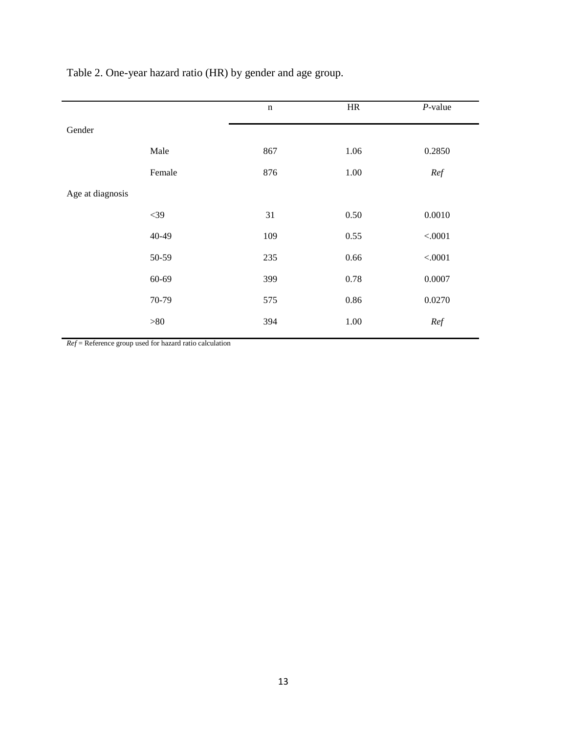Table 2. One-year hazard ratio (HR) by gender and age group.

| | | n | HR | *P*-value |
|---|---|---|---|---|
| Gender | | | | |
| | Male | 867 | 1.06 | 0.2850 |
| | Female | 876 | 1.00 | *Ref* |
| Age at diagnosis | | | | |
| | <39 | 31 | 0.50 | 0.0010 |
| | 40-49 | 109 | 0.55 | <.0001 |
| | 50-59 | 235 | 0.66 | <.0001 |
| | 60-69 | 399 | 0.78 | 0.0007 |
| | 70-79 | 575 | 0.86 | 0.0270 |
| | >80 | 394 | 1.00 | *Ref* |

*Ref* = Reference group used for hazard ratio calculation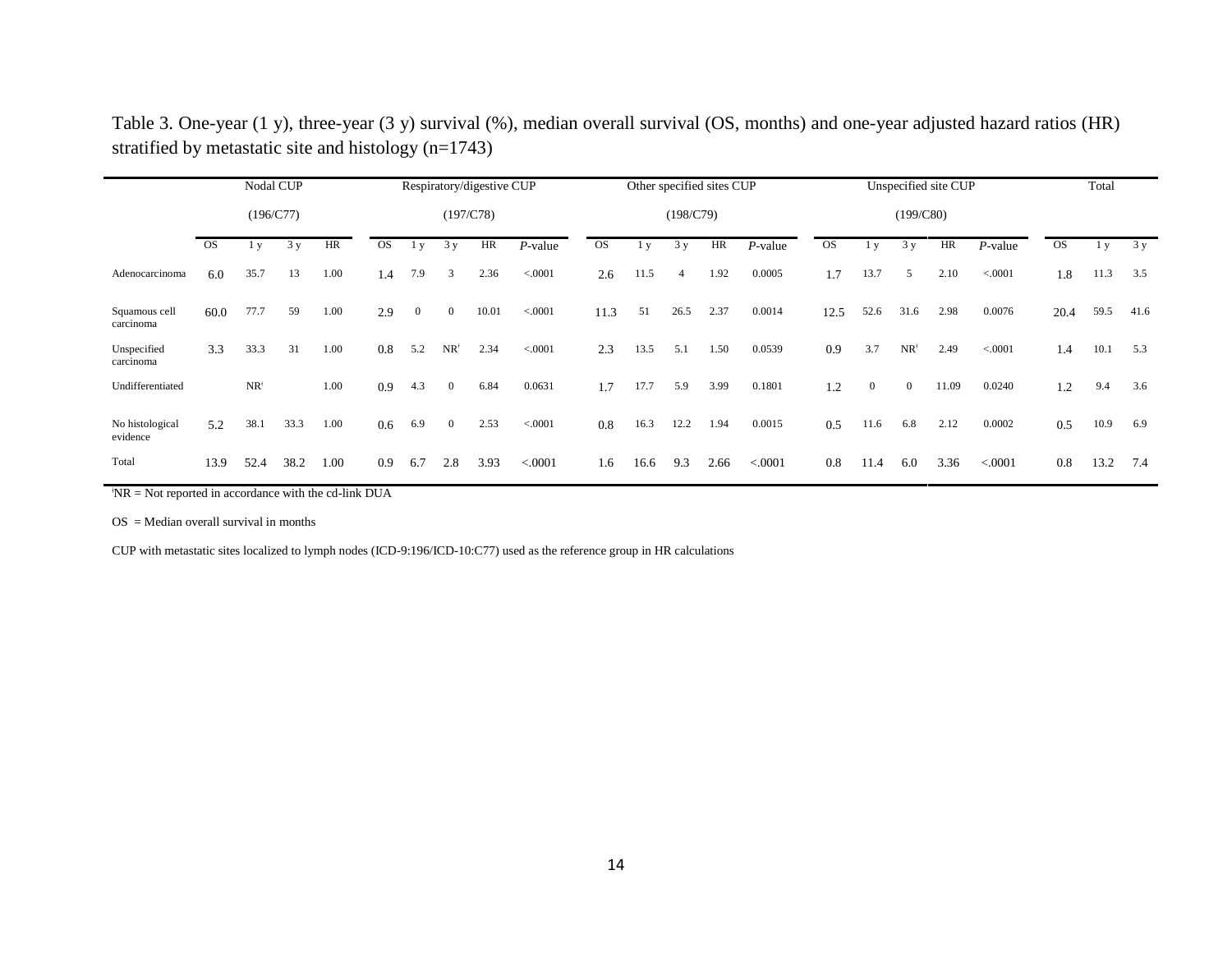Table 3. One-year (1 y), three-year (3 y) survival (%), median overall survival (OS, months) and one-year adjusted hazard ratios (HR) stratified by metastatic site and histology (n=1743)

| | Nodal CUP (196/C77) | | | | Respiratory/digestive CUP (197/C78) | | | | | Other specified sites CUP (198/C79) | | | | | Unspecified site CUP (199/C80) | | | | | Total | | |
|---|---|---|---|---|---|---|---|---|---|---|---|---|---|---|---|---|---|---|---|---|---|---|
| | OS | 1 y | 3 y | HR | OS | 1 y | 3 y | HR | *P*-value | OS | 1 y | 3 y | HR | *P*-value | OS | 1 y | 3 y | HR | *P*-value | OS | 1 y | 3 y |
| Adenocarcinoma | 6.0 | 35.7 | 13 | 1.00 | 1.4 | 7.9 | 3 | 2.36 | <.0001 | 2.6 | 11.5 | 4 | 1.92 | 0.0005 | 1.7 | 13.7 | 5 | 2.10 | <.0001 | 1.8 | 11.3 | 3.5 |
| Squamous cell carcinoma | 60.0 | 77.7 | 59 | 1.00 | 2.9 | 0 | 0 | 10.01 | <.0001 | 11.3 | 51 | 26.5 | 2.37 | 0.0014 | 12.5 | 52.6 | 31.6 | 2.98 | 0.0076 | 20.4 | 59.5 | 41.6 |
| Unspecified carcinoma | 3.3 | 33.3 | 31 | 1.00 | 0.8 | 5.2 | NR[ǂ] | 2.34 | <.0001 | 2.3 | 13.5 | 5.1 | 1.50 | 0.0539 | 0.9 | 3.7 | NR[ǂ] | 2.49 | <.0001 | 1.4 | 10.1 | 5.3 |
| Undifferentiated | | NR[ǂ] | | 1.00 | 0.9 | 4.3 | 0 | 6.84 | 0.0631 | 1.7 | 17.7 | 5.9 | 3.99 | 0.1801 | 1.2 | 0 | 0 | 11.09 | 0.0240 | 1.2 | 9.4 | 3.6 |
| No histological evidence | 5.2 | 38.1 | 33.3 | 1.00 | 0.6 | 6.9 | 0 | 2.53 | <.0001 | 0.8 | 16.3 | 12.2 | 1.94 | 0.0015 | 0.5 | 11.6 | 6.8 | 2.12 | 0.0002 | 0.5 | 10.9 | 6.9 |
| Total | 13.9 | 52.4 | 38.2 | 1.00 | 0.9 | 6.7 | 2.8 | 3.93 | <.0001 | 1.6 | 16.6 | 9.3 | 2.66 | <.0001 | 0.8 | 11.4 | 6.0 | 3.36 | <.0001 | 0.8 | 13.2 | 7.4 |

[ǂ]NR = Not reported in accordance with the cd-link DUA

OS = Median overall survival in months

CUP with metastatic sites localized to lymph nodes (ICD-9:196/ICD-10:C77) used as the reference group in HR calculations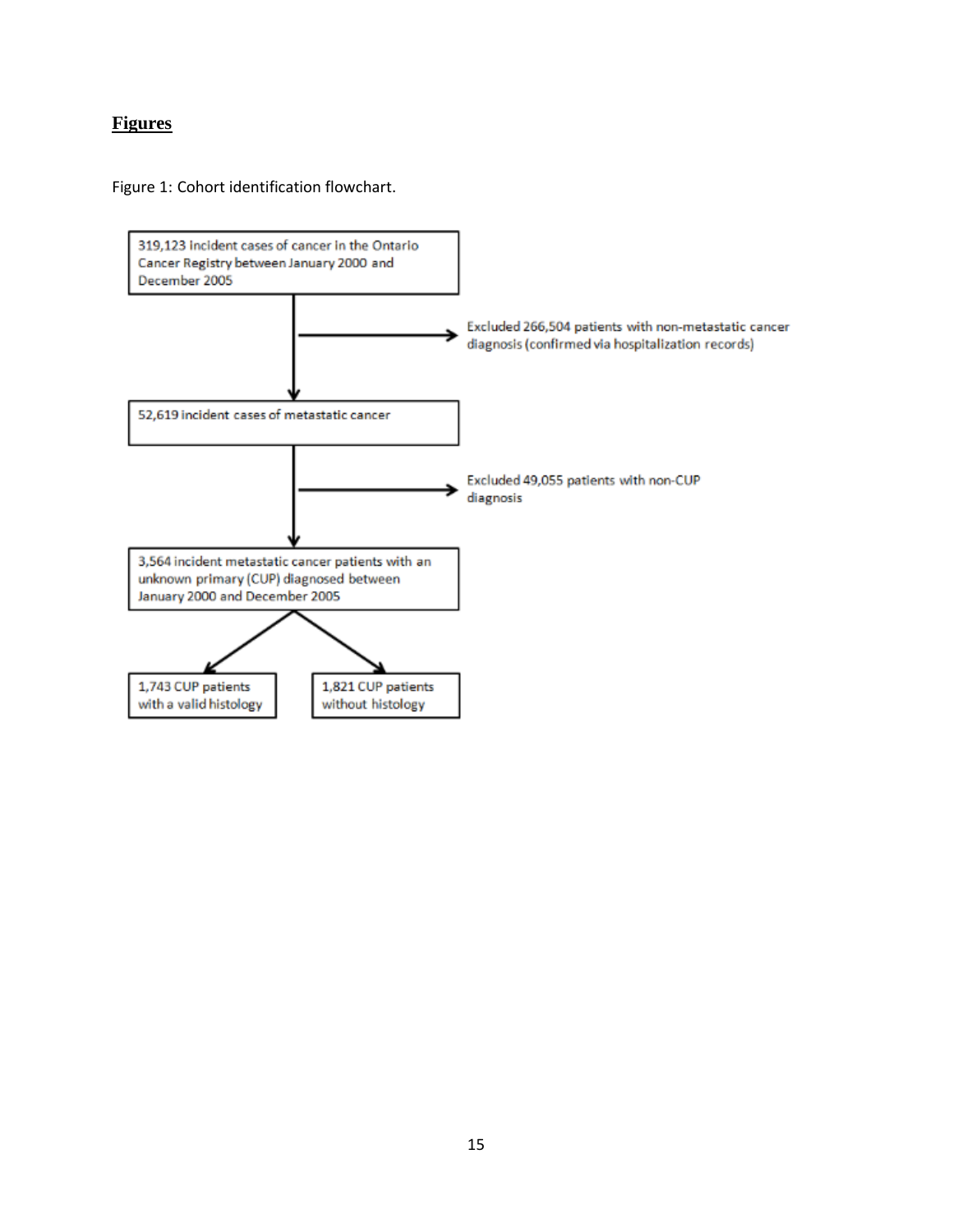## Figures

Figure 1: Cohort identification flowchart.

319,123 incident cases of cancer in the Ontario Cancer Registry between January 2000 and December 2005

Excluded 266,504 patients with non-metastatic cancer diagnosis (confirmed via hospitalization records)

52,619 incident cases of metastatic cancer

Excluded 49,055 patients with non-CUP diagnosis

3,564 incident metastatic cancer patients with an unknown primary (CUP) diagnosed between January 2000 and December 2005

1,743 CUP patients with a valid histology

1,821 CUP patients without histology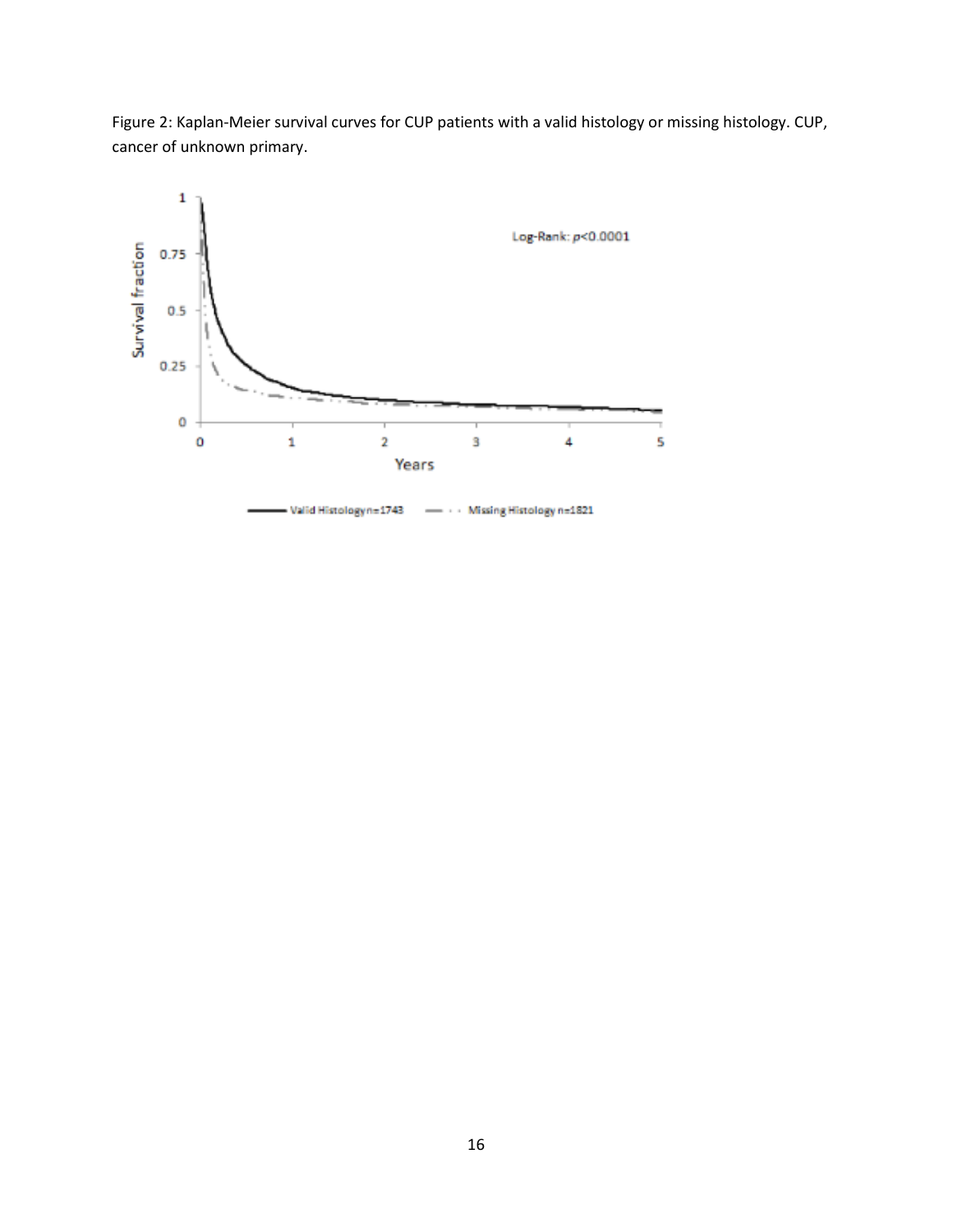Figure 2: Kaplan-Meier survival curves for CUP patients with a valid histology or missing histology. CUP, cancer of unknown primary.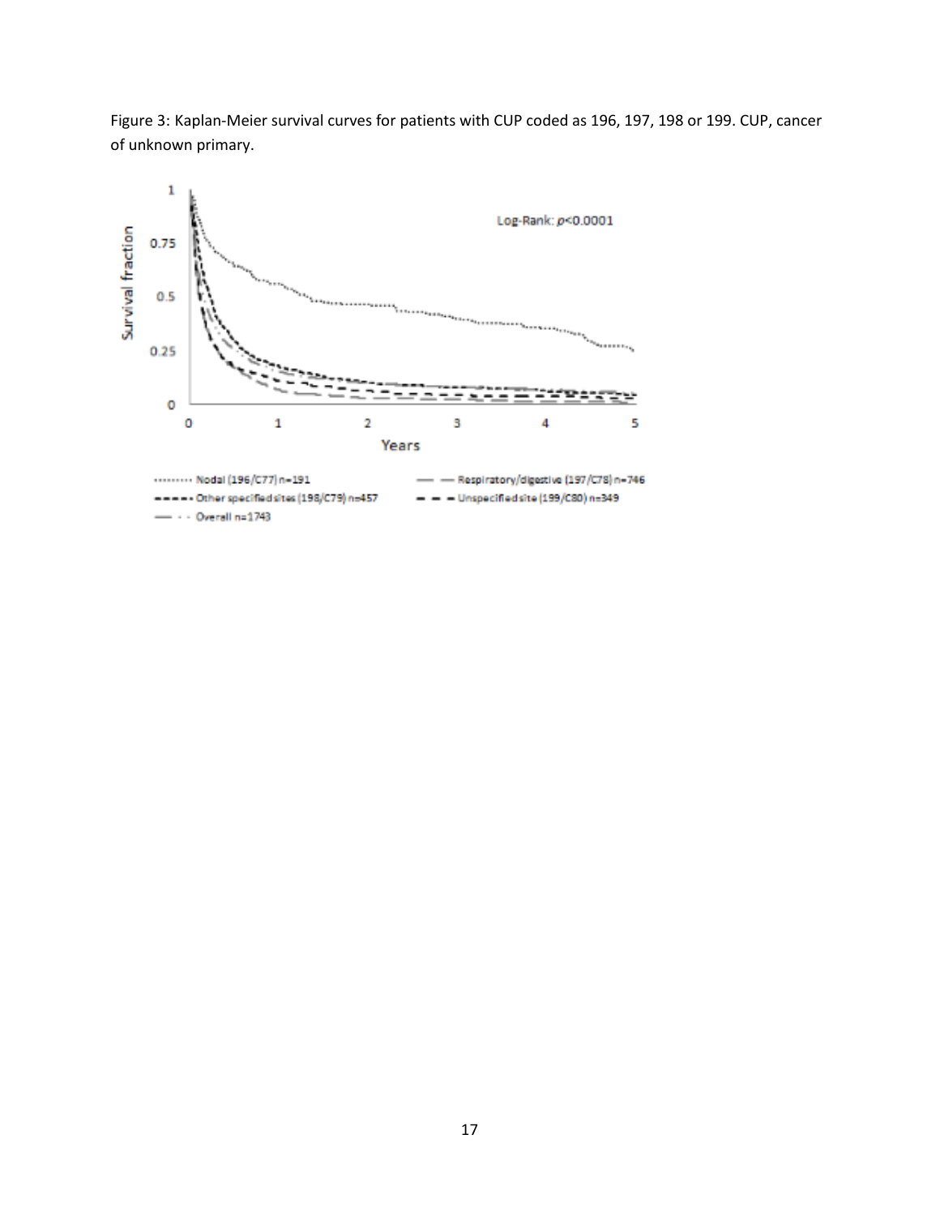Figure 3: Kaplan-Meier survival curves for patients with CUP coded as 196, 197, 198 or 199. CUP, cancer of unknown primary.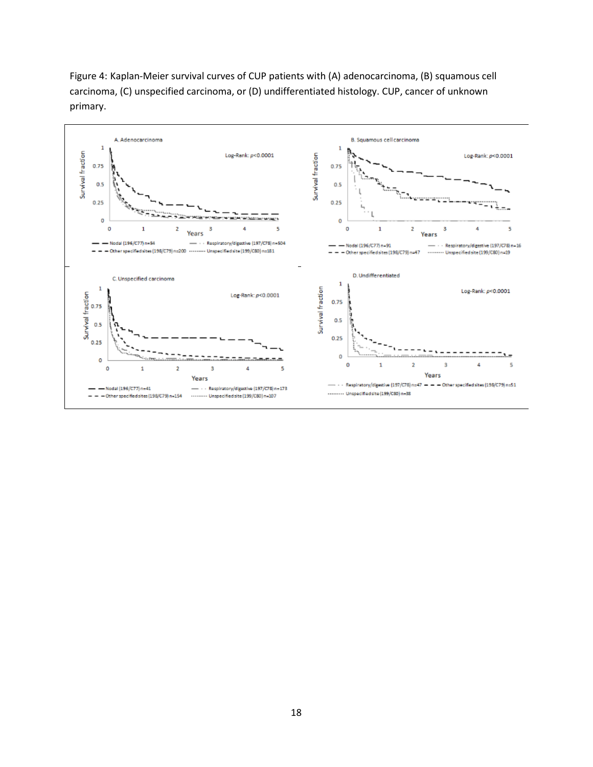Figure 4: Kaplan-Meier survival curves of CUP patients with (A) adenocarcinoma, (B) squamous cell carcinoma, (C) unspecified carcinoma, or (D) undifferentiated histology. CUP, cancer of unknown primary.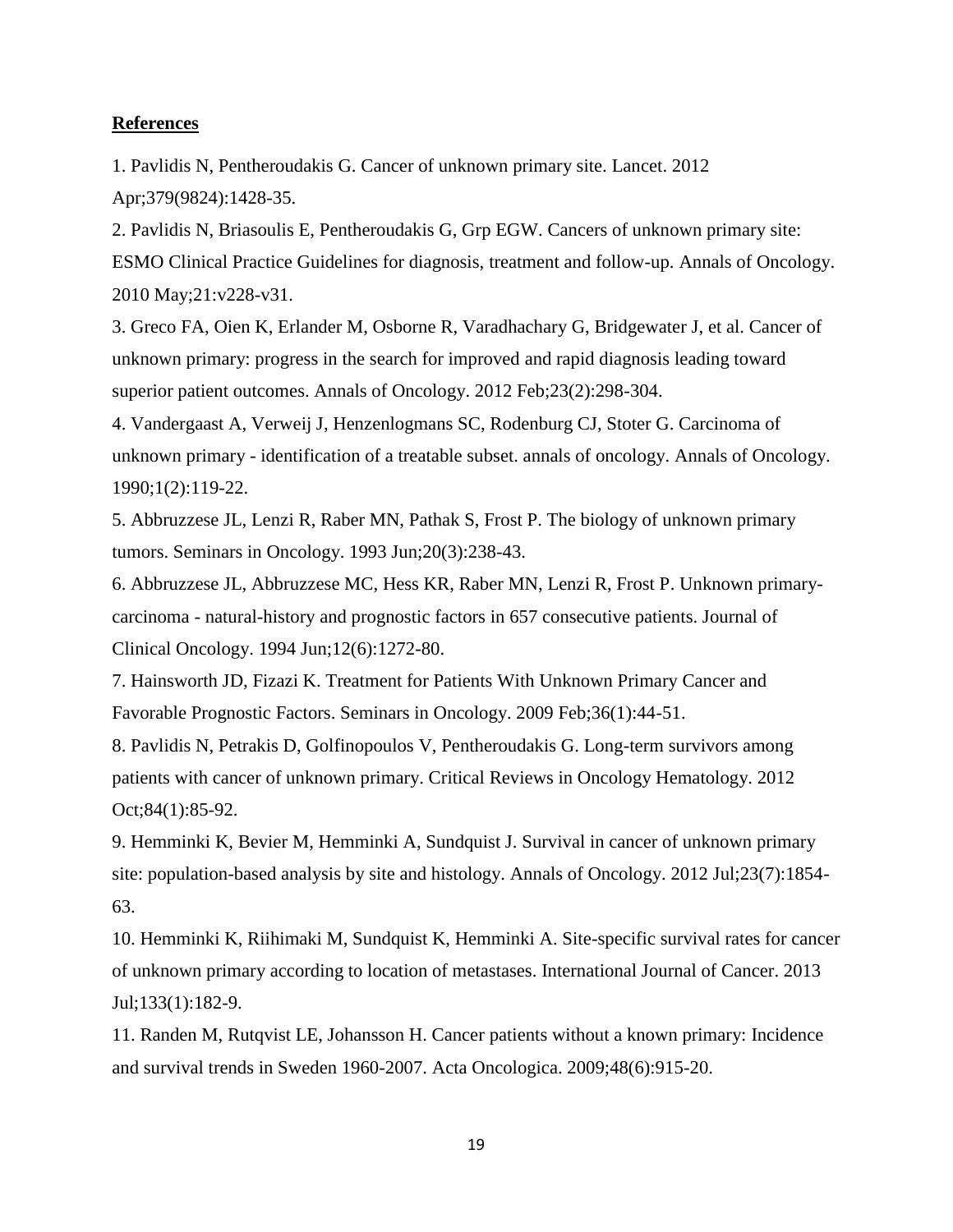**References**

1. Pavlidis N, Pentheroudakis G. Cancer of unknown primary site. Lancet. 2012 Apr;379(9824):1428-35.

2. Pavlidis N, Briasoulis E, Pentheroudakis G, Grp EGW. Cancers of unknown primary site: ESMO Clinical Practice Guidelines for diagnosis, treatment and follow-up. Annals of Oncology. 2010 May;21:v228-v31.

3. Greco FA, Oien K, Erlander M, Osborne R, Varadhachary G, Bridgewater J, et al. Cancer of unknown primary: progress in the search for improved and rapid diagnosis leading toward superior patient outcomes. Annals of Oncology. 2012 Feb;23(2):298-304.

4. Vandergaast A, Verweij J, Henzenlogmans SC, Rodenburg CJ, Stoter G. Carcinoma of unknown primary - identification of a treatable subset. annals of oncology. Annals of Oncology. 1990;1(2):119-22.

5. Abbruzzese JL, Lenzi R, Raber MN, Pathak S, Frost P. The biology of unknown primary tumors. Seminars in Oncology. 1993 Jun;20(3):238-43.

6. Abbruzzese JL, Abbruzzese MC, Hess KR, Raber MN, Lenzi R, Frost P. Unknown primary-carcinoma - natural-history and prognostic factors in 657 consecutive patients. Journal of Clinical Oncology. 1994 Jun;12(6):1272-80.

7. Hainsworth JD, Fizazi K. Treatment for Patients With Unknown Primary Cancer and Favorable Prognostic Factors. Seminars in Oncology. 2009 Feb;36(1):44-51.

8. Pavlidis N, Petrakis D, Golfinopoulos V, Pentheroudakis G. Long-term survivors among patients with cancer of unknown primary. Critical Reviews in Oncology Hematology. 2012 Oct;84(1):85-92.

9. Hemminki K, Bevier M, Hemminki A, Sundquist J. Survival in cancer of unknown primary site: population-based analysis by site and histology. Annals of Oncology. 2012 Jul;23(7):1854-63.

10. Hemminki K, Riihimaki M, Sundquist K, Hemminki A. Site-specific survival rates for cancer of unknown primary according to location of metastases. International Journal of Cancer. 2013 Jul;133(1):182-9.

11. Randen M, Rutqvist LE, Johansson H. Cancer patients without a known primary: Incidence and survival trends in Sweden 1960-2007. Acta Oncologica. 2009;48(6):915-20.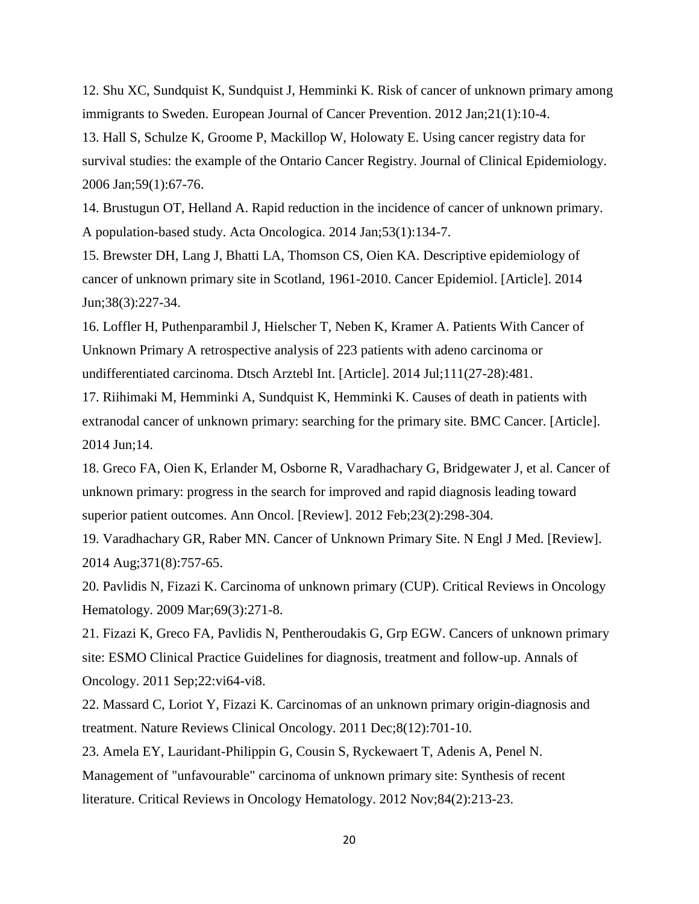12. Shu XC, Sundquist K, Sundquist J, Hemminki K. Risk of cancer of unknown primary among immigrants to Sweden. European Journal of Cancer Prevention. 2012 Jan;21(1):10-4.

13. Hall S, Schulze K, Groome P, Mackillop W, Holowaty E. Using cancer registry data for survival studies: the example of the Ontario Cancer Registry. Journal of Clinical Epidemiology. 2006 Jan;59(1):67-76.

14. Brustugun OT, Helland A. Rapid reduction in the incidence of cancer of unknown primary. A population-based study. Acta Oncologica. 2014 Jan;53(1):134-7.

15. Brewster DH, Lang J, Bhatti LA, Thomson CS, Oien KA. Descriptive epidemiology of cancer of unknown primary site in Scotland, 1961-2010. Cancer Epidemiol. [Article]. 2014 Jun;38(3):227-34.

16. Loffler H, Puthenparambil J, Hielscher T, Neben K, Kramer A. Patients With Cancer of Unknown Primary A retrospective analysis of 223 patients with adeno carcinoma or undifferentiated carcinoma. Dtsch Arztebl Int. [Article]. 2014 Jul;111(27-28):481.

17. Riihimaki M, Hemminki A, Sundquist K, Hemminki K. Causes of death in patients with extranodal cancer of unknown primary: searching for the primary site. BMC Cancer. [Article]. 2014 Jun;14.

18. Greco FA, Oien K, Erlander M, Osborne R, Varadhachary G, Bridgewater J, et al. Cancer of unknown primary: progress in the search for improved and rapid diagnosis leading toward superior patient outcomes. Ann Oncol. [Review]. 2012 Feb;23(2):298-304.

19. Varadhachary GR, Raber MN. Cancer of Unknown Primary Site. N Engl J Med. [Review]. 2014 Aug;371(8):757-65.

20. Pavlidis N, Fizazi K. Carcinoma of unknown primary (CUP). Critical Reviews in Oncology Hematology. 2009 Mar;69(3):271-8.

21. Fizazi K, Greco FA, Pavlidis N, Pentheroudakis G, Grp EGW. Cancers of unknown primary site: ESMO Clinical Practice Guidelines for diagnosis, treatment and follow-up. Annals of Oncology. 2011 Sep;22:vi64-vi8.

22. Massard C, Loriot Y, Fizazi K. Carcinomas of an unknown primary origin-diagnosis and treatment. Nature Reviews Clinical Oncology. 2011 Dec;8(12):701-10.

23. Amela EY, Lauridant-Philippin G, Cousin S, Ryckewaert T, Adenis A, Penel N. Management of "unfavourable" carcinoma of unknown primary site: Synthesis of recent literature. Critical Reviews in Oncology Hematology. 2012 Nov;84(2):213-23.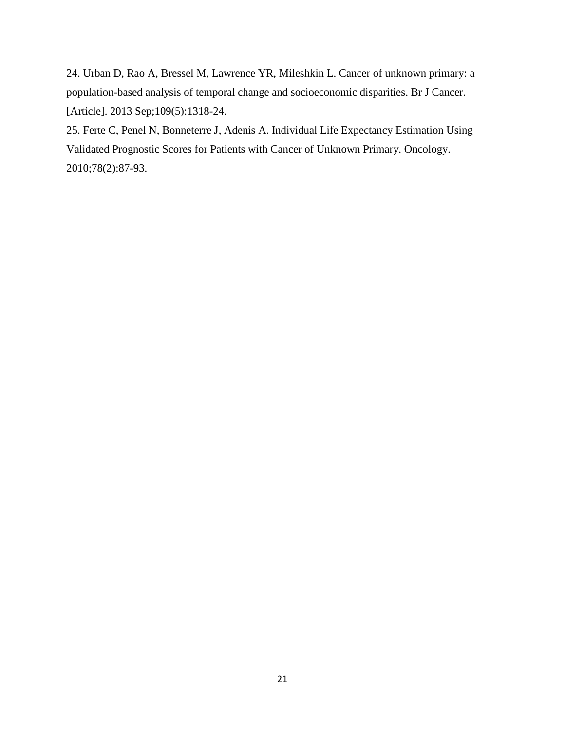24. Urban D, Rao A, Bressel M, Lawrence YR, Mileshkin L. Cancer of unknown primary: a population-based analysis of temporal change and socioeconomic disparities. Br J Cancer. [Article]. 2013 Sep;109(5):1318-24.

25. Ferte C, Penel N, Bonneterre J, Adenis A. Individual Life Expectancy Estimation Using Validated Prognostic Scores for Patients with Cancer of Unknown Primary. Oncology. 2010;78(2):87-93.